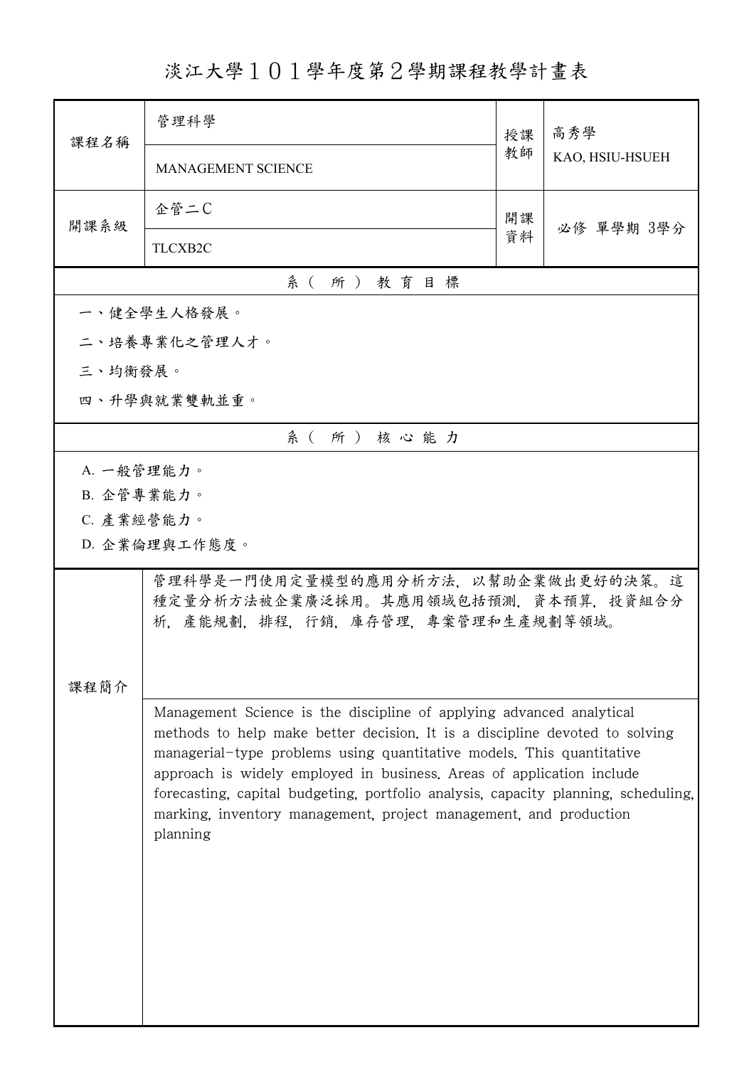# 淡江大學１０１學年度第２學期課程教學計畫表

| 課程名稱 | 管理科學 | 授課教師 | 高秀學 |
|---|---|---|---|
| | MANAGEMENT SCIENCE | | KAO, HSIU-HSUEH |
| 開課系級 | 企管二C | 開課資料 | 必修 單學期 3學分 |
| | TLCXB2C | | |

## 系（所）教育目標

一、健全學生人格發展。

二、培養專業化之管理人才。

三、均衡發展。

四、升學與就業雙軌並重。

## 系（所）核心能力

A. 一般管理能力。

B. 企管專業能力。

C. 產業經營能力。

D. 企業倫理與工作態度。

## 課程簡介

管理科學是一門使用定量模型的應用分析方法，以幫助企業做出更好的決策。這種定量分析方法被企業廣泛採用。其應用領域包括預測，資本預算，投資組合分析，產能規劃，排程，行銷，庫存管理，專案管理和生產規劃等領域。

Management Science is the discipline of applying advanced analytical methods to help make better decision. It is a discipline devoted to solving managerial-type problems using quantitative models. This quantitative approach is widely employed in business. Areas of application include forecasting, capital budgeting, portfolio analysis, capacity planning, scheduling, marking, inventory management, project management, and production planning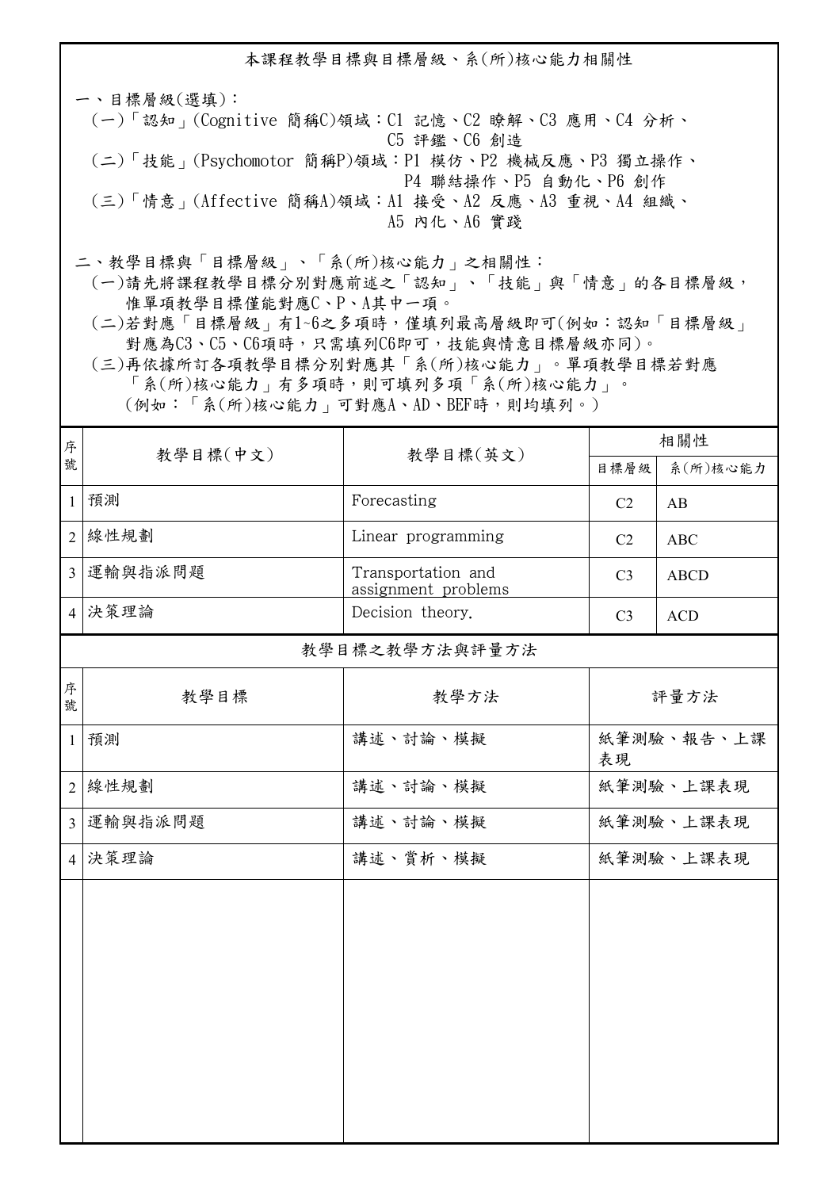## 本課程教學目標與目標層級、系(所)核心能力相關性

一、目標層級(選填)：

(一)「認知」(Cognitive 簡稱C)領域：C1 記憶、C2 瞭解、C3 應用、C4 分析、C5 評鑑、C6 創造

(二)「技能」(Psychomotor 簡稱P)領域：P1 模仿、P2 機械反應、P3 獨立操作、P4 聯結操作、P5 自動化、P6 創作

(三)「情意」(Affective 簡稱A)領域：A1 接受、A2 反應、A3 重視、A4 組織、A5 內化、A6 實踐

二、教學目標與「目標層級」、「系(所)核心能力」之相關性：

(一)請先將課程教學目標分別對應前述之「認知」、「技能」與「情意」的各目標層級，惟單項教學目標僅能對應C、P、A其中一項。

(二)若對應「目標層級」有1~6之多項時，僅填列最高層級即可(例如：認知「目標層級」對應為C3、C5、C6項時，只需填列C6即可，技能與情意目標層級亦同)。

(三)再依據所訂各項教學目標分別對應其「系(所)核心能力」。單項教學目標若對應「系(所)核心能力」有多項時，則可填列多項「系(所)核心能力」。(例如：「系(所)核心能力」可對應A、AD、BEF時，則均填列。)

| 序號 | 教學目標(中文) | 教學目標(英文) | 相關性 | |
|---|---|---|---|---|
| | | | 目標層級 | 系(所)核心能力 |
| 1 | 預測 | Forecasting | C2 | AB |
| 2 | 線性規劃 | Linear programming | C2 | ABC |
| 3 | 運輸與指派問題 | Transportation and assignment problems | C3 | ABCD |
| 4 | 決策理論 | Decision theory. | C3 | ACD |

### 教學目標之教學方法與評量方法

| 序號 | 教學目標 | 教學方法 | 評量方法 |
|---|---|---|---|
| 1 | 預測 | 講述、討論、模擬 | 紙筆測驗、報告、上課表現 |
| 2 | 線性規劃 | 講述、討論、模擬 | 紙筆測驗、上課表現 |
| 3 | 運輸與指派問題 | 講述、討論、模擬 | 紙筆測驗、上課表現 |
| 4 | 決策理論 | 講述、賞析、模擬 | 紙筆測驗、上課表現 |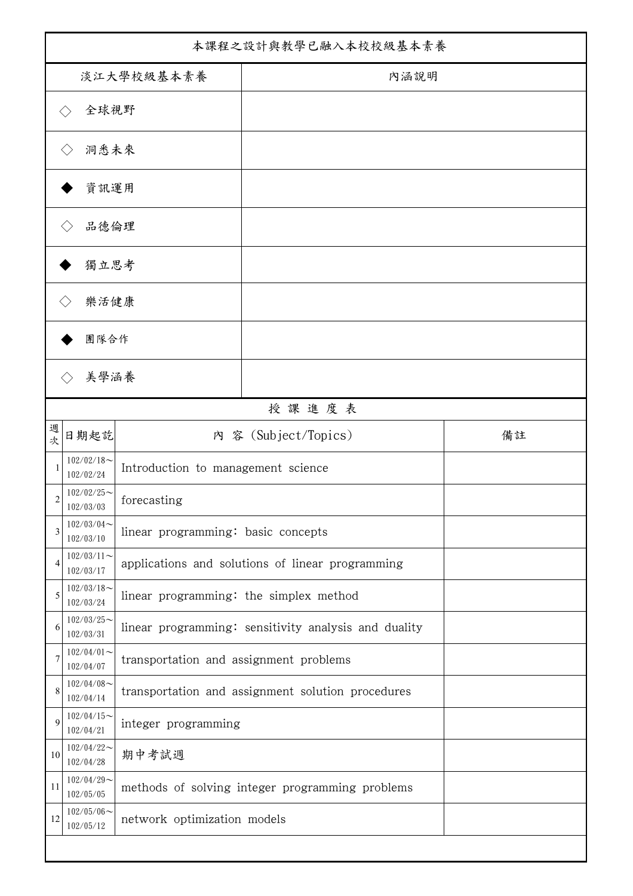| 本課程之設計與教學已融入本校校級基本素養 | |
|---|---|
| 淡江大學校級基本素養 | 內涵說明 |
| ◇ 全球視野 | |
| ◇ 洞悉未來 | |
| ◆ 資訊運用 | |
| ◇ 品德倫理 | |
| ◆ 獨立思考 | |
| ◇ 樂活健康 | |
| ◆ 團隊合作 | |
| ◇ 美學涵養 | |

授 課 進 度 表

| 週次 | 日期起訖 | 內 容 (Subject/Topics) | 備註 |
|---|---|---|---|
| 1 | 102/02/18～102/02/24 | Introduction to management science | |
| 2 | 102/02/25～102/03/03 | forecasting | |
| 3 | 102/03/04～102/03/10 | linear programming: basic concepts | |
| 4 | 102/03/11～102/03/17 | applications and solutions of linear programming | |
| 5 | 102/03/18～102/03/24 | linear programming: the simplex method | |
| 6 | 102/03/25～102/03/31 | linear programming: sensitivity analysis and duality | |
| 7 | 102/04/01～102/04/07 | transportation and assignment problems | |
| 8 | 102/04/08～102/04/14 | transportation and assignment solution procedures | |
| 9 | 102/04/15～102/04/21 | integer programming | |
| 10 | 102/04/22～102/04/28 | 期中考試週 | |
| 11 | 102/04/29～102/05/05 | methods of solving integer programming problems | |
| 12 | 102/05/06～102/05/12 | network optimization models | |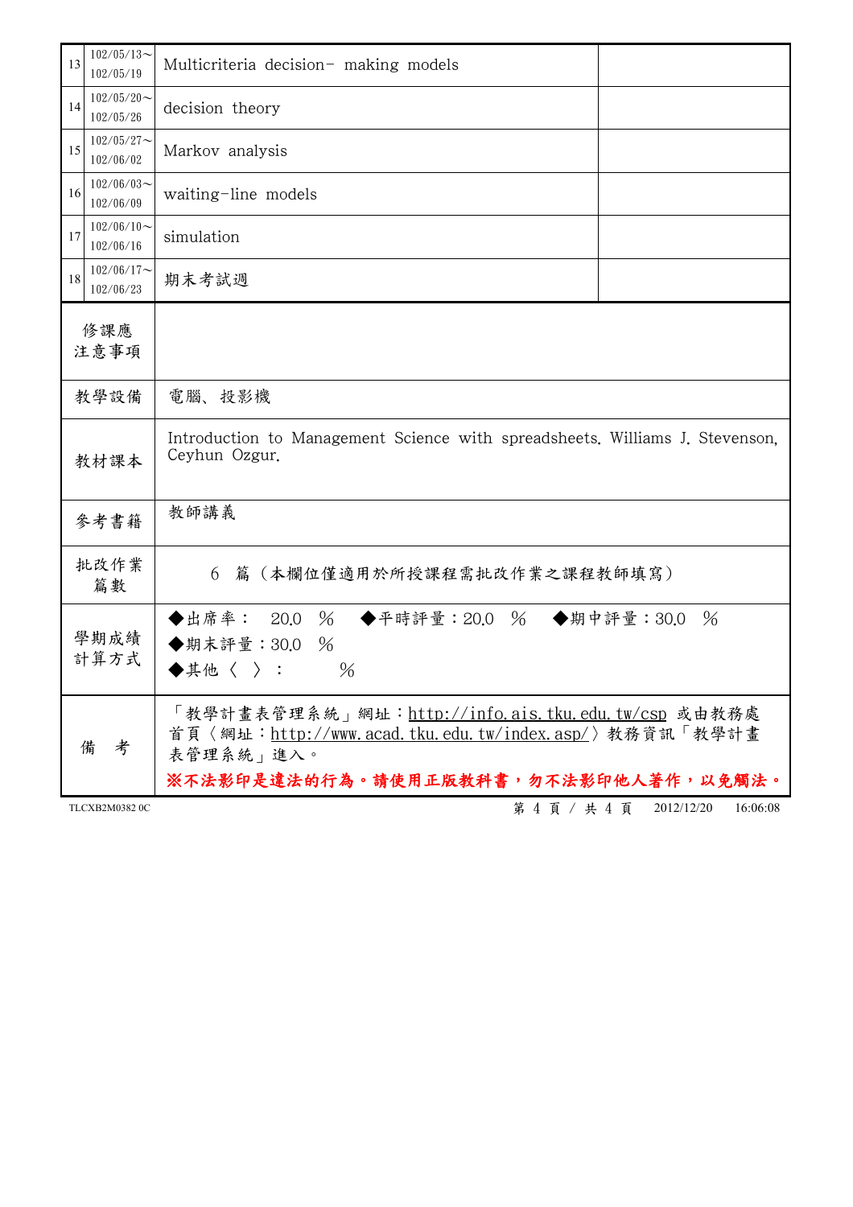| | | | |
|---|---|---|---|
| 13 | 102/05/13～102/05/19 | Multicriteria decision- making models | |
| 14 | 102/05/20～102/05/26 | decision theory | |
| 15 | 102/05/27～102/06/02 | Markov analysis | |
| 16 | 102/06/03～102/06/09 | waiting-line models | |
| 17 | 102/06/10～102/06/16 | simulation | |
| 18 | 102/06/17～102/06/23 | 期末考試週 | |

| | |
|---|---|
| 修課應注意事項 | |
| 教學設備 | 電腦、投影機 |
| 教材課本 | Introduction to Management Science with spreadsheets. Williams J. Stevenson, Ceyhun Ozgur. |
| 參考書籍 | 教師講義 |
| 批改作業篇數 | 6 篇（本欄位僅適用於所授課程需批改作業之課程教師填寫） |
| 學期成績計算方式 | ◆出席率： 20.0 ％ ◆平時評量：20.0 ％ ◆期中評量：30.0 ％<br>◆期末評量：30.0 ％<br>◆其他〈 〉： ％ |
| 備 考 | 「教學計畫表管理系統」網址：http://info.ais.tku.edu.tw/csp 或由教務處首頁〈網址：http://www.acad.tku.edu.tw/index.asp/〉教務資訊「教學計畫表管理系統」進入。<br>**※不法影印是違法的行為。請使用正版教科書，勿不法影印他人著作，以免觸法。** |

TLCXB2M0382 0C

2012/12/20 16:06:08